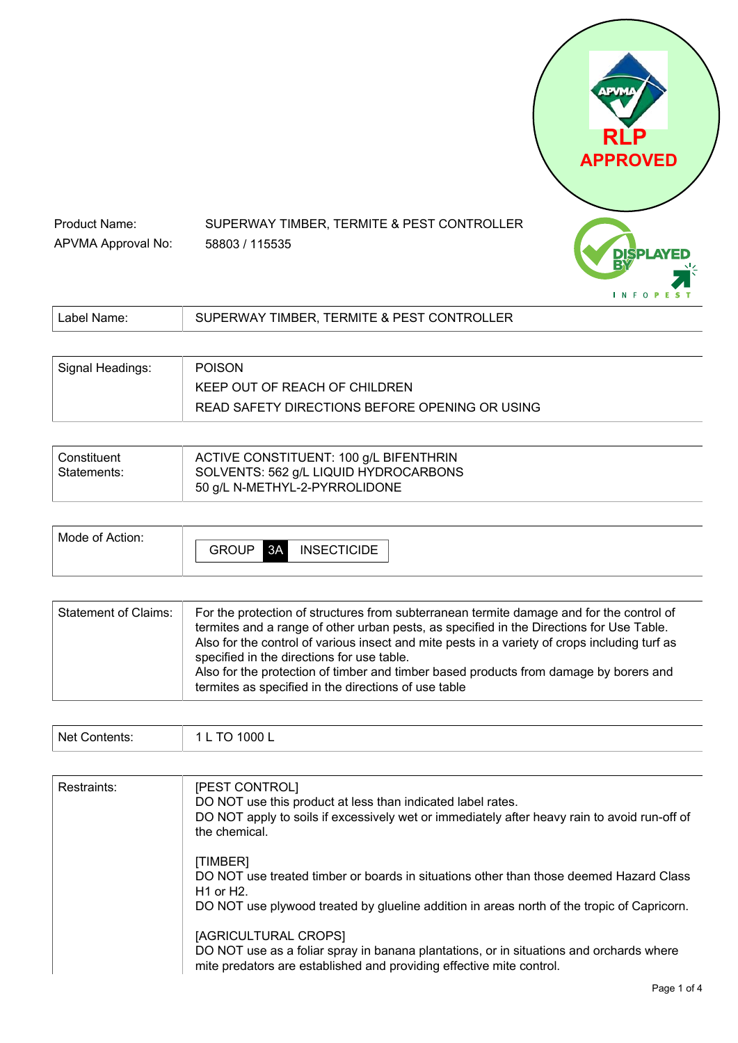Product Name: SUPERWAY TIMBER, TERMITE & PEST CONTROLLER

APVMA Approval No: 58803 / 115535

| Label Name: | SUPERWAY TIMBER, TERMITE & PEST CONTROLLER |
|---|---|

| Signal Headings: | POISON<br>KEEP OUT OF REACH OF CHILDREN<br>READ SAFETY DIRECTIONS BEFORE OPENING OR USING |
|---|---|

| Constituent Statements: | ACTIVE CONSTITUENT: 100 g/L BIFENTHRIN<br>SOLVENTS: 562 g/L LIQUID HYDROCARBONS<br>50 g/L N-METHYL-2-PYRROLIDONE |
|---|---|

| Mode of Action: | GROUP 3A INSECTICIDE |
|---|---|

| Statement of Claims: | For the protection of structures from subterranean termite damage and for the control of termites and a range of other urban pests, as specified in the Directions for Use Table.<br>Also for the control of various insect and mite pests in a variety of crops including turf as specified in the directions for use table.<br>Also for the protection of timber and timber based products from damage by borers and termites as specified in the directions of use table |
|---|---|

| Net Contents: | 1 L TO 1000 L |
|---|---|

| Restraints: | [PEST CONTROL]<br>DO NOT use this product at less than indicated label rates.<br>DO NOT apply to soils if excessively wet or immediately after heavy rain to avoid run-off of the chemical.<br><br>[TIMBER]<br>DO NOT use treated timber or boards in situations other than those deemed Hazard Class H1 or H2.<br>DO NOT use plywood treated by glueline addition in areas north of the tropic of Capricorn.<br><br>[AGRICULTURAL CROPS]<br>DO NOT use as a foliar spray in banana plantations, or in situations and orchards where mite predators are established and providing effective mite control. |
|---|---|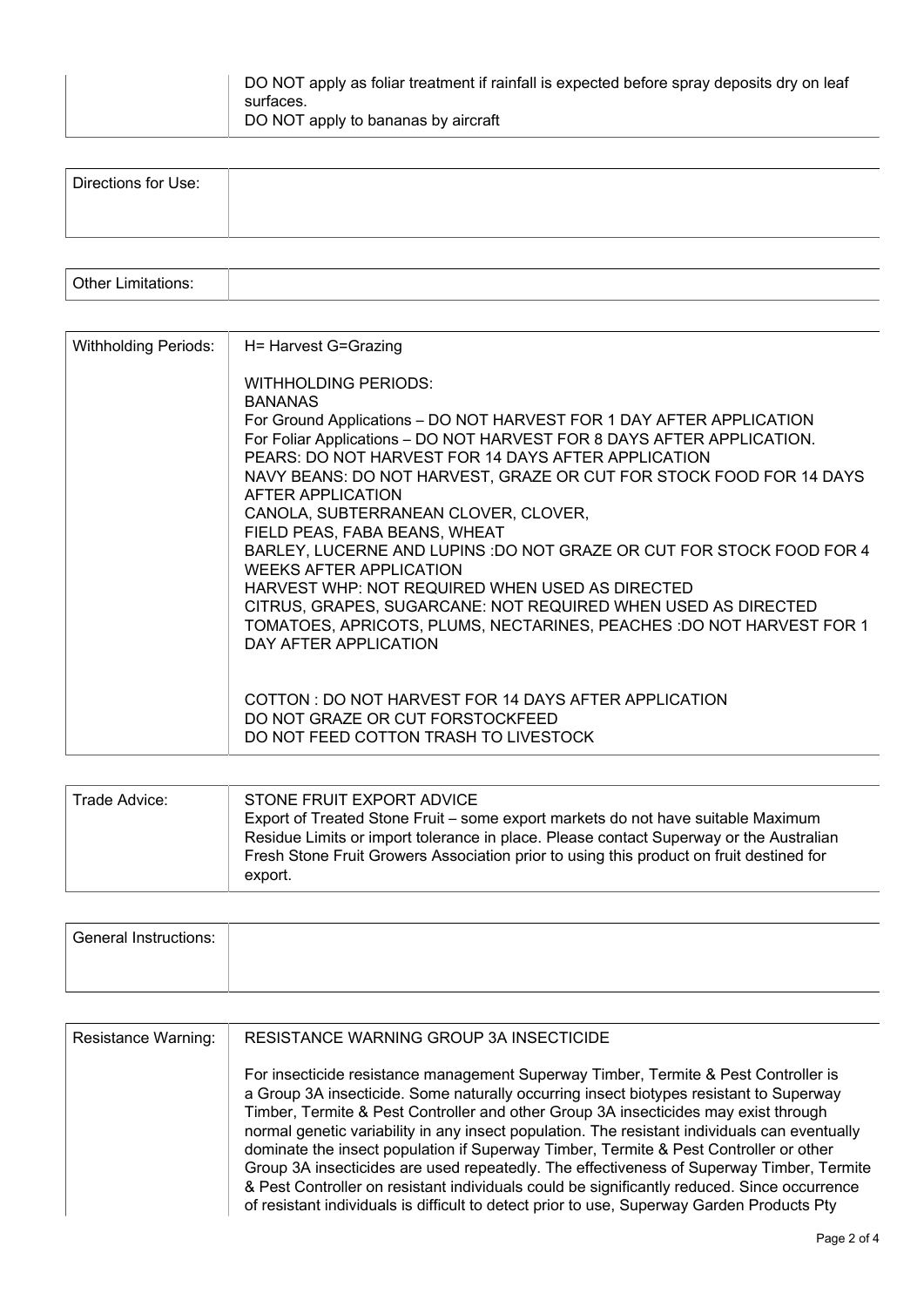| | |
|---|---|
| | DO NOT apply as foliar treatment if rainfall is expected before spray deposits dry on leaf surfaces.<br>DO NOT apply to bananas by aircraft |

| | |
|---|---|
| Directions for Use: | |

| | |
|---|---|
| Other Limitations: | |

| | |
|---|---|
| Withholding Periods: | H= Harvest G=Grazing<br><br>WITHHOLDING PERIODS:<br>BANANAS<br>For Ground Applications – DO NOT HARVEST FOR 1 DAY AFTER APPLICATION<br>For Foliar Applications – DO NOT HARVEST FOR 8 DAYS AFTER APPLICATION.<br>PEARS: DO NOT HARVEST FOR 14 DAYS AFTER APPLICATION<br>NAVY BEANS: DO NOT HARVEST, GRAZE OR CUT FOR STOCK FOOD FOR 14 DAYS AFTER APPLICATION<br>CANOLA, SUBTERRANEAN CLOVER, CLOVER,<br>FIELD PEAS, FABA BEANS, WHEAT<br>BARLEY, LUCERNE AND LUPINS :DO NOT GRAZE OR CUT FOR STOCK FOOD FOR 4 WEEKS AFTER APPLICATION<br>HARVEST WHP: NOT REQUIRED WHEN USED AS DIRECTED<br>CITRUS, GRAPES, SUGARCANE: NOT REQUIRED WHEN USED AS DIRECTED<br>TOMATOES, APRICOTS, PLUMS, NECTARINES, PEACHES :DO NOT HARVEST FOR 1 DAY AFTER APPLICATION<br><br>COTTON : DO NOT HARVEST FOR 14 DAYS AFTER APPLICATION<br>DO NOT GRAZE OR CUT FORSTOCKFEED<br>DO NOT FEED COTTON TRASH TO LIVESTOCK |

| | |
|---|---|
| Trade Advice: | STONE FRUIT EXPORT ADVICE<br>Export of Treated Stone Fruit – some export markets do not have suitable Maximum Residue Limits or import tolerance in place. Please contact Superway or the Australian Fresh Stone Fruit Growers Association prior to using this product on fruit destined for export. |

| | |
|---|---|
| General Instructions: | |

| | |
|---|---|
| Resistance Warning: | RESISTANCE WARNING GROUP 3A INSECTICIDE<br><br>For insecticide resistance management Superway Timber, Termite & Pest Controller is a Group 3A insecticide. Some naturally occurring insect biotypes resistant to Superway Timber, Termite & Pest Controller and other Group 3A insecticides may exist through normal genetic variability in any insect population. The resistant individuals can eventually dominate the insect population if Superway Timber, Termite & Pest Controller or other Group 3A insecticides are used repeatedly. The effectiveness of Superway Timber, Termite & Pest Controller on resistant individuals could be significantly reduced. Since occurrence of resistant individuals is difficult to detect prior to use, Superway Garden Products Pty |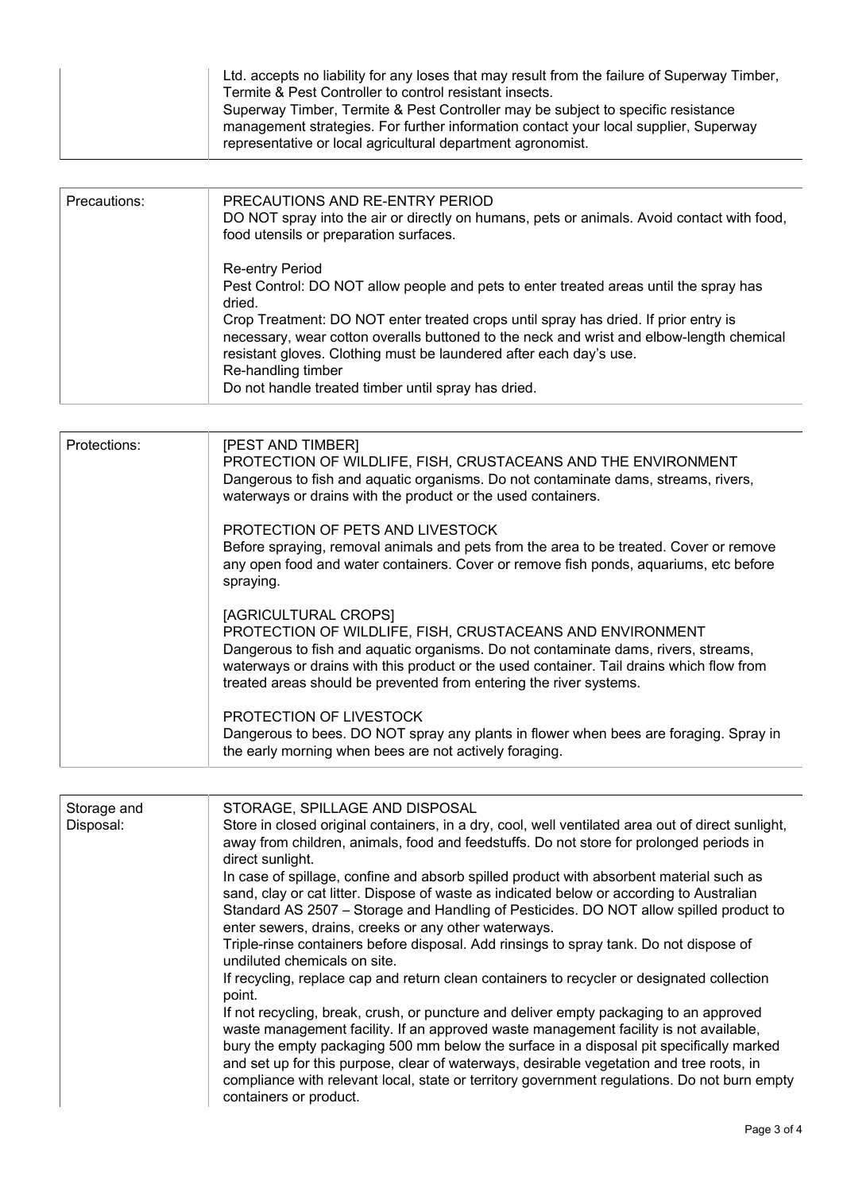| | |
|---|---|
| | Ltd. accepts no liability for any loses that may result from the failure of Superway Timber, Termite & Pest Controller to control resistant insects.<br>Superway Timber, Termite & Pest Controller may be subject to specific resistance management strategies. For further information contact your local supplier, Superway representative or local agricultural department agronomist. |

| | |
|---|---|
| Precautions: | PRECAUTIONS AND RE-ENTRY PERIOD<br>DO NOT spray into the air or directly on humans, pets or animals. Avoid contact with food, food utensils or preparation surfaces.<br><br>Re-entry Period<br>Pest Control: DO NOT allow people and pets to enter treated areas until the spray has dried.<br>Crop Treatment: DO NOT enter treated crops until spray has dried. If prior entry is necessary, wear cotton overalls buttoned to the neck and wrist and elbow-length chemical resistant gloves. Clothing must be laundered after each day's use.<br>Re-handling timber<br>Do not handle treated timber until spray has dried. |

| | |
|---|---|
| Protections: | [PEST AND TIMBER]<br>PROTECTION OF WILDLIFE, FISH, CRUSTACEANS AND THE ENVIRONMENT<br>Dangerous to fish and aquatic organisms. Do not contaminate dams, streams, rivers, waterways or drains with the product or the used containers.<br><br>PROTECTION OF PETS AND LIVESTOCK<br>Before spraying, removal animals and pets from the area to be treated. Cover or remove any open food and water containers. Cover or remove fish ponds, aquariums, etc before spraying.<br><br>[AGRICULTURAL CROPS]<br>PROTECTION OF WILDLIFE, FISH, CRUSTACEANS AND ENVIRONMENT<br>Dangerous to fish and aquatic organisms. Do not contaminate dams, rivers, streams, waterways or drains with this product or the used container. Tail drains which flow from treated areas should be prevented from entering the river systems.<br><br>PROTECTION OF LIVESTOCK<br>Dangerous to bees. DO NOT spray any plants in flower when bees are foraging. Spray in the early morning when bees are not actively foraging. |

| | |
|---|---|
| Storage and Disposal: | STORAGE, SPILLAGE AND DISPOSAL<br>Store in closed original containers, in a dry, cool, well ventilated area out of direct sunlight, away from children, animals, food and feedstuffs. Do not store for prolonged periods in direct sunlight.<br>In case of spillage, confine and absorb spilled product with absorbent material such as sand, clay or cat litter. Dispose of waste as indicated below or according to Australian Standard AS 2507 – Storage and Handling of Pesticides. DO NOT allow spilled product to enter sewers, drains, creeks or any other waterways.<br>Triple-rinse containers before disposal. Add rinsings to spray tank. Do not dispose of undiluted chemicals on site.<br>If recycling, replace cap and return clean containers to recycler or designated collection point.<br>If not recycling, break, crush, or puncture and deliver empty packaging to an approved waste management facility. If an approved waste management facility is not available, bury the empty packaging 500 mm below the surface in a disposal pit specifically marked and set up for this purpose, clear of waterways, desirable vegetation and tree roots, in compliance with relevant local, state or territory government regulations. Do not burn empty containers or product. |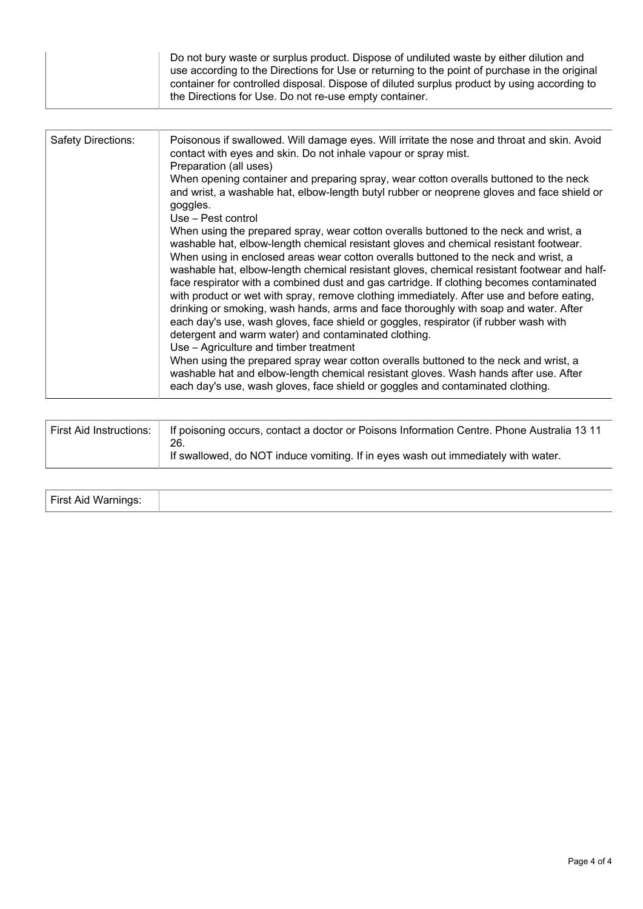| | |
|---|---|
| | Do not bury waste or surplus product. Dispose of undiluted waste by either dilution and use according to the Directions for Use or returning to the point of purchase in the original container for controlled disposal. Dispose of diluted surplus product by using according to the Directions for Use. Do not re-use empty container. |

| | |
|---|---|
| Safety Directions: | Poisonous if swallowed. Will damage eyes. Will irritate the nose and throat and skin. Avoid contact with eyes and skin. Do not inhale vapour or spray mist.<br>Preparation (all uses)<br>When opening container and preparing spray, wear cotton overalls buttoned to the neck and wrist, a washable hat, elbow-length butyl rubber or neoprene gloves and face shield or goggles.<br>Use – Pest control<br>When using the prepared spray, wear cotton overalls buttoned to the neck and wrist, a washable hat, elbow-length chemical resistant gloves and chemical resistant footwear. When using in enclosed areas wear cotton overalls buttoned to the neck and wrist, a washable hat, elbow-length chemical resistant gloves, chemical resistant footwear and half-face respirator with a combined dust and gas cartridge. If clothing becomes contaminated with product or wet with spray, remove clothing immediately. After use and before eating, drinking or smoking, wash hands, arms and face thoroughly with soap and water. After each day's use, wash gloves, face shield or goggles, respirator (if rubber wash with detergent and warm water) and contaminated clothing.<br>Use – Agriculture and timber treatment<br>When using the prepared spray wear cotton overalls buttoned to the neck and wrist, a washable hat and elbow-length chemical resistant gloves. Wash hands after use. After each day's use, wash gloves, face shield or goggles and contaminated clothing. |

| | |
|---|---|
| First Aid Instructions: | If poisoning occurs, contact a doctor or Poisons Information Centre. Phone Australia 13 11 26.<br>If swallowed, do NOT induce vomiting. If in eyes wash out immediately with water. |

| | |
|---|---|
| First Aid Warnings: | |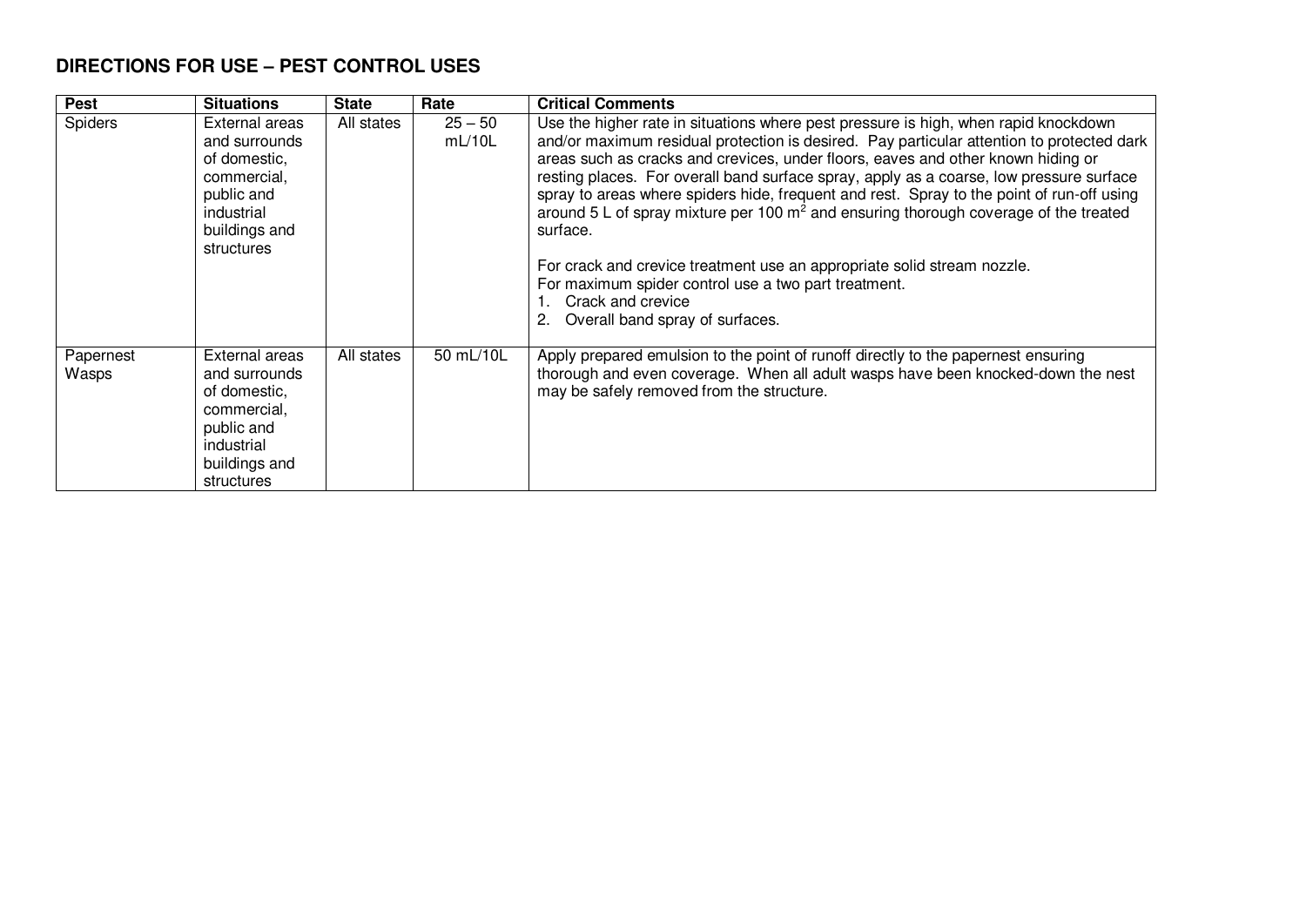## DIRECTIONS FOR USE – PEST CONTROL USES

| Pest | Situations | State | Rate | Critical Comments |
|---|---|---|---|---|
| Spiders | External areas and surrounds of domestic, commercial, public and industrial buildings and structures | All states | 25 – 50 mL/10L | Use the higher rate in situations where pest pressure is high, when rapid knockdown and/or maximum residual protection is desired. Pay particular attention to protected dark areas such as cracks and crevices, under floors, eaves and other known hiding or resting places. For overall band surface spray, apply as a coarse, low pressure surface spray to areas where spiders hide, frequent and rest. Spray to the point of run-off using around 5 L of spray mixture per 100 $m^2$ and ensuring thorough coverage of the treated surface.<br><br>For crack and crevice treatment use an appropriate solid stream nozzle.<br>For maximum spider control use a two part treatment.<br>1. Crack and crevice<br>2. Overall band spray of surfaces. |
| Papernest Wasps | External areas and surrounds of domestic, commercial, public and industrial buildings and structures | All states | 50 mL/10L | Apply prepared emulsion to the point of runoff directly to the papernest ensuring thorough and even coverage. When all adult wasps have been knocked-down the nest may be safely removed from the structure. |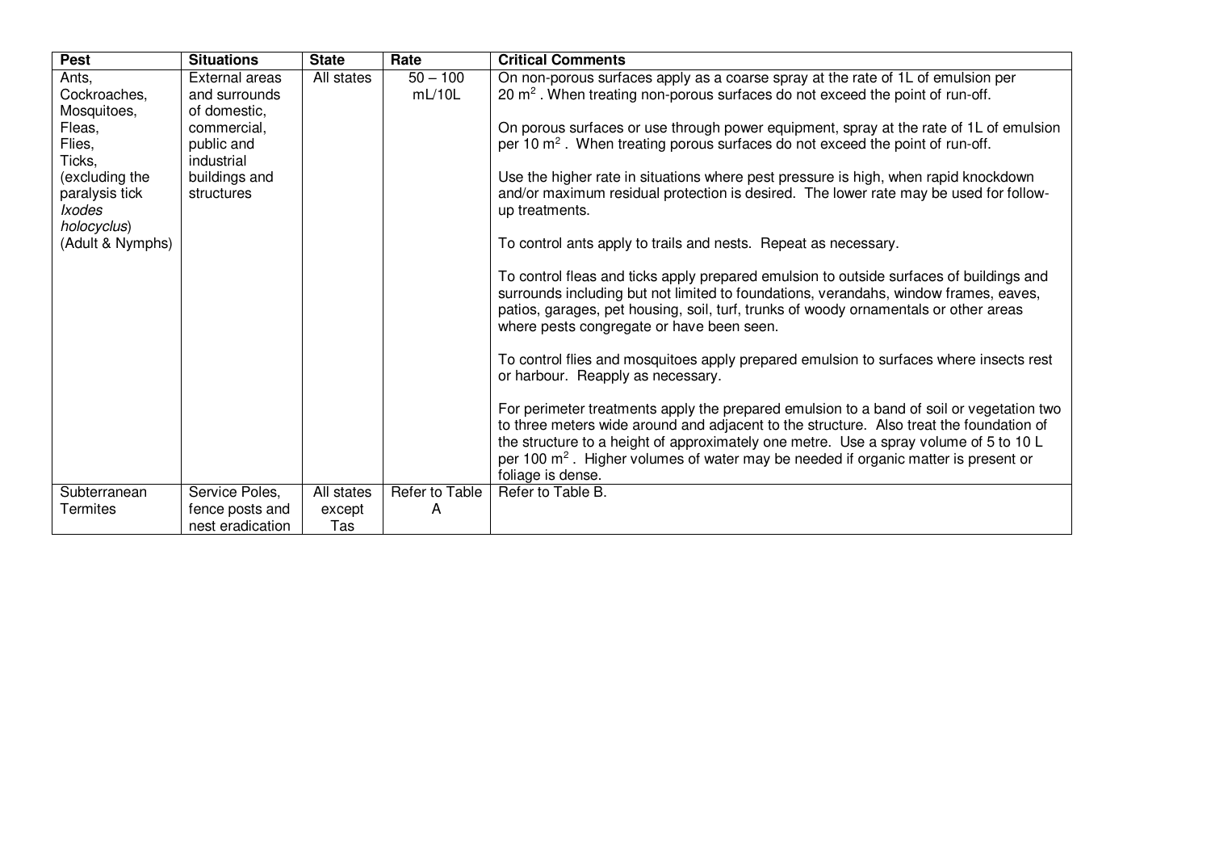| Pest | Situations | State | Rate | Critical Comments |
|---|---|---|---|---|
| Ants, Cockroaches, Mosquitoes, Fleas, Flies, Ticks, (excluding the paralysis tick *Ixodes holocyclus*) (Adult & Nymphs) | External areas and surrounds of domestic, commercial, public and industrial buildings and structures | All states | 50 – 100 mL/10L | On non-porous surfaces apply as a coarse spray at the rate of 1L of emulsion per 20 $m^2$ . When treating non-porous surfaces do not exceed the point of run-off.<br><br>On porous surfaces or use through power equipment, spray at the rate of 1L of emulsion per 10 $m^2$ . When treating porous surfaces do not exceed the point of run-off.<br><br>Use the higher rate in situations where pest pressure is high, when rapid knockdown and/or maximum residual protection is desired. The lower rate may be used for follow-up treatments.<br><br>To control ants apply to trails and nests. Repeat as necessary.<br><br>To control fleas and ticks apply prepared emulsion to outside surfaces of buildings and surrounds including but not limited to foundations, verandahs, window frames, eaves, patios, garages, pet housing, soil, turf, trunks of woody ornamentals or other areas where pests congregate or have been seen.<br><br>To control flies and mosquitoes apply prepared emulsion to surfaces where insects rest or harbour. Reapply as necessary.<br><br>For perimeter treatments apply the prepared emulsion to a band of soil or vegetation two to three meters wide around and adjacent to the structure. Also treat the foundation of the structure to a height of approximately one metre. Use a spray volume of 5 to 10 L per 100 $m^2$ . Higher volumes of water may be needed if organic matter is present or foliage is dense. |
| Subterranean Termites | Service Poles, fence posts and nest eradication | All states except Tas | Refer to Table A | Refer to Table B. |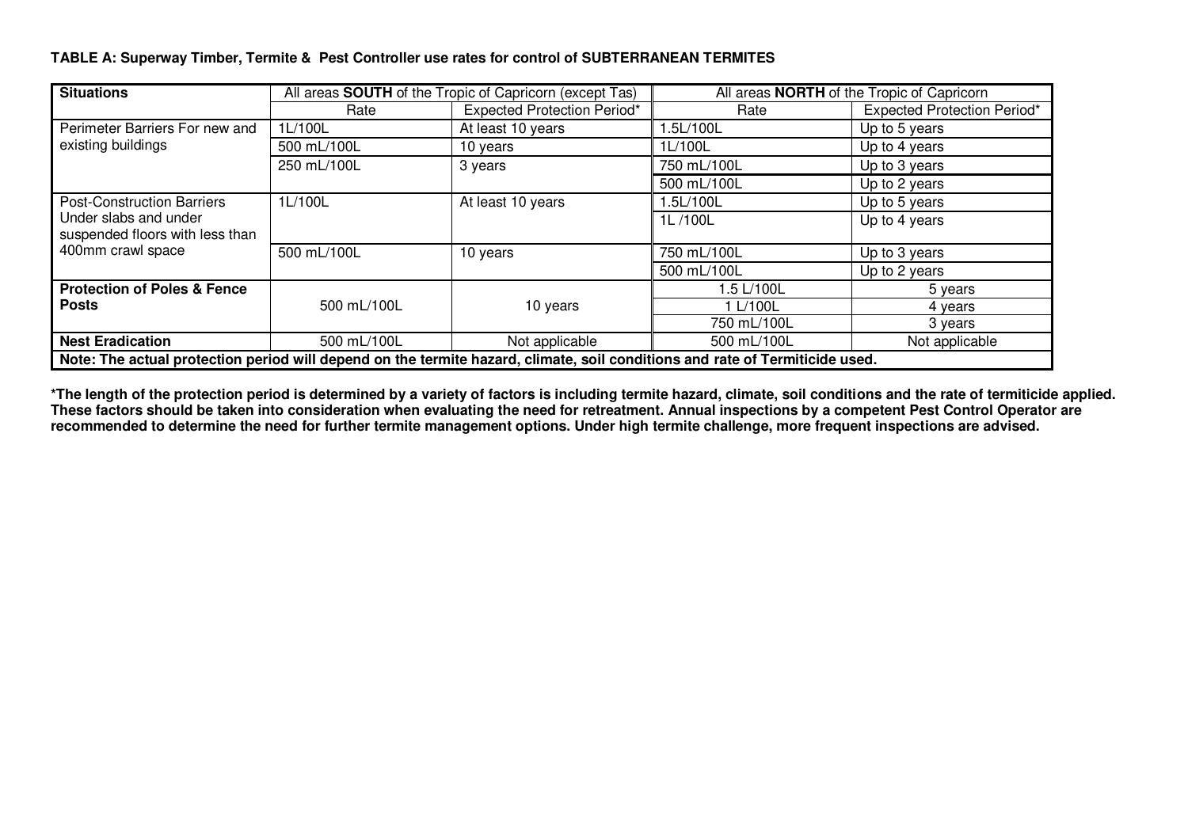**TABLE A: Superway Timber, Termite & Pest Controller use rates for control of SUBTERRANEAN TERMITES**

| Situations | All areas **SOUTH** of the Tropic of Capricorn (except Tas) | | All areas **NORTH** of the Tropic of Capricorn | |
|---|---|---|---|---|
| | Rate | Expected Protection Period* | Rate | Expected Protection Period* |
| Perimeter Barriers For new and existing buildings | 1L/100L | At least 10 years | 1.5L/100L | Up to 5 years |
| | 500 mL/100L | 10 years | 1L/100L | Up to 4 years |
| | 250 mL/100L | 3 years | 750 mL/100L | Up to 3 years |
| | | | 500 mL/100L | Up to 2 years |
| Post-Construction Barriers Under slabs and under suspended floors with less than 400mm crawl space | 1L/100L | At least 10 years | 1.5L/100L | Up to 5 years |
| | | | 1L /100L | Up to 4 years |
| | 500 mL/100L | 10 years | 750 mL/100L | Up to 3 years |
| | | | 500 mL/100L | Up to 2 years |
| **Protection of Poles & Fence Posts** | 500 mL/100L | 10 years | 1.5 L/100L | 5 years |
| | | | 1 L/100L | 4 years |
| | | | 750 mL/100L | 3 years |
| **Nest Eradication** | 500 mL/100L | Not applicable | 500 mL/100L | Not applicable |
| **Note: The actual protection period will depend on the termite hazard, climate, soil conditions and rate of Termiticide used.** | | | | |

**\*The length of the protection period is determined by a variety of factors is including termite hazard, climate, soil conditions and the rate of termiticide applied. These factors should be taken into consideration when evaluating the need for retreatment. Annual inspections by a competent Pest Control Operator are recommended to determine the need for further termite management options. Under high termite challenge, more frequent inspections are advised.**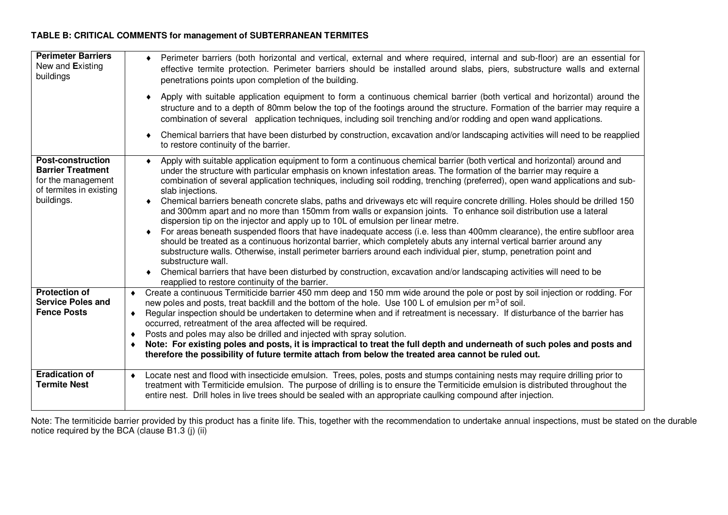**TABLE B: CRITICAL COMMENTS for management of SUBTERRANEAN TERMITES**

| | |
|---|---|
| **Perimeter Barriers** New and **E**xisting buildings | ♦ Perimeter barriers (both horizontal and vertical, external and where required, internal and sub-floor) are an essential for effective termite protection. Perimeter barriers should be installed around slabs, piers, substructure walls and external penetrations points upon completion of the building.<br>♦ Apply with suitable application equipment to form a continuous chemical barrier (both vertical and horizontal) around the structure and to a depth of 80mm below the top of the footings around the structure. Formation of the barrier may require a combination of several application techniques, including soil trenching and/or rodding and open wand applications.<br>♦ Chemical barriers that have been disturbed by construction, excavation and/or landscaping activities will need to be reapplied to restore continuity of the barrier. |
| **Post-construction Barrier Treatment** for the management of termites in existing buildings. | ♦ Apply with suitable application equipment to form a continuous chemical barrier (both vertical and horizontal) around and under the structure with particular emphasis on known infestation areas. The formation of the barrier may require a combination of several application techniques, including soil rodding, trenching (preferred), open wand applications and sub-slab injections.<br>♦ Chemical barriers beneath concrete slabs, paths and driveways etc will require concrete drilling. Holes should be drilled 150 and 300mm apart and no more than 150mm from walls or expansion joints. To enhance soil distribution use a lateral dispersion tip on the injector and apply up to 10L of emulsion per linear metre.<br>♦ For areas beneath suspended floors that have inadequate access (i.e. less than 400mm clearance), the entire subfloor area should be treated as a continuous horizontal barrier, which completely abuts any internal vertical barrier around any substructure walls. Otherwise, install perimeter barriers around each individual pier, stump, penetration point and substructure wall.<br>♦ Chemical barriers that have been disturbed by construction, excavation and/or landscaping activities will need to be reapplied to restore continuity of the barrier. |
| **Protection of Service Poles and Fence Posts** | ♦ Create a continuous Termiticide barrier 450 mm deep and 150 mm wide around the pole or post by soil injection or rodding. For new poles and posts, treat backfill and the bottom of the hole. Use 100 L of emulsion per $m^3$ of soil.<br>♦ Regular inspection should be undertaken to determine when and if retreatment is necessary. If disturbance of the barrier has occurred, retreatment of the area affected will be required.<br>♦ Posts and poles may also be drilled and injected with spray solution.<br>♦ **Note: For existing poles and posts, it is impractical to treat the full depth and underneath of such poles and posts and therefore the possibility of future termite attach from below the treated area cannot be ruled out.** |
| **Eradication of Termite Nest** | ♦ Locate nest and flood with insecticide emulsion. Trees, poles, posts and stumps containing nests may require drilling prior to treatment with Termiticide emulsion. The purpose of drilling is to ensure the Termiticide emulsion is distributed throughout the entire nest. Drill holes in live trees should be sealed with an appropriate caulking compound after injection. |

Note: The termiticide barrier provided by this product has a finite life. This, together with the recommendation to undertake annual inspections, must be stated on the durable notice required by the BCA (clause B1.3 (j) (ii)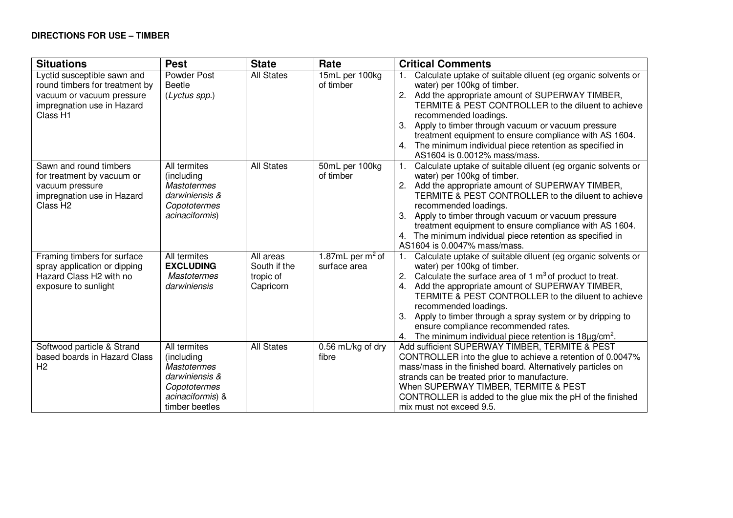**DIRECTIONS FOR USE – TIMBER**

| Situations | Pest | State | Rate | Critical Comments |
|---|---|---|---|---|
| Lyctid susceptible sawn and round timbers for treatment by vacuum or vacuum pressure impregnation use in Hazard Class H1 | Powder Post Beetle (*Lyctus spp.*) | All States | 15mL per 100kg of timber | 1. Calculate uptake of suitable diluent (eg organic solvents or water) per 100kg of timber.<br>2. Add the appropriate amount of SUPERWAY TIMBER, TERMITE & PEST CONTROLLER to the diluent to achieve recommended loadings.<br>3. Apply to timber through vacuum or vacuum pressure treatment equipment to ensure compliance with AS 1604.<br>4. The minimum individual piece retention as specified in AS1604 is 0.0012% mass/mass. |
| Sawn and round timbers for treatment by vacuum or vacuum pressure impregnation use in Hazard Class H2 | All termites (including *Mastotermes darwiniensis & Copototermes acinaciformis*) | All States | 50mL per 100kg of timber | 1. Calculate uptake of suitable diluent (eg organic solvents or water) per 100kg of timber.<br>2. Add the appropriate amount of SUPERWAY TIMBER, TERMITE & PEST CONTROLLER to the diluent to achieve recommended loadings.<br>3. Apply to timber through vacuum or vacuum pressure treatment equipment to ensure compliance with AS 1604.<br>4. The minimum individual piece retention as specified in AS1604 is 0.0047% mass/mass. |
| Framing timbers for surface spray application or dipping Hazard Class H2 with no exposure to sunlight | All termites **EXCLUDING** *Mastotermes darwiniensis* | All areas South if the tropic of Capricorn | 1.87mL per $m^2$ of surface area | 1. Calculate uptake of suitable diluent (eg organic solvents or water) per 100kg of timber.<br>2. Calculate the surface area of 1 $m^3$ of product to treat.<br>4. Add the appropriate amount of SUPERWAY TIMBER, TERMITE & PEST CONTROLLER to the diluent to achieve recommended loadings.<br>3. Apply to timber through a spray system or by dripping to ensure compliance recommended rates.<br>4. The minimum individual piece retention is 18μg/$cm^2$. |
| Softwood particle & Strand based boards in Hazard Class H2 | All termites (including *Mastotermes darwiniensis & Copotoermes acinaciformis*) & timber beetles | All States | 0.56 mL/kg of dry fibre | Add sufficient SUPERWAY TIMBER, TERMITE & PEST CONTROLLER into the glue to achieve a retention of 0.0047% mass/mass in the finished board. Alternatively particles on strands can be treated prior to manufacture.<br>When SUPERWAY TIMBER, TERMITE & PEST CONTROLLER is added to the glue mix the pH of the finished mix must not exceed 9.5. |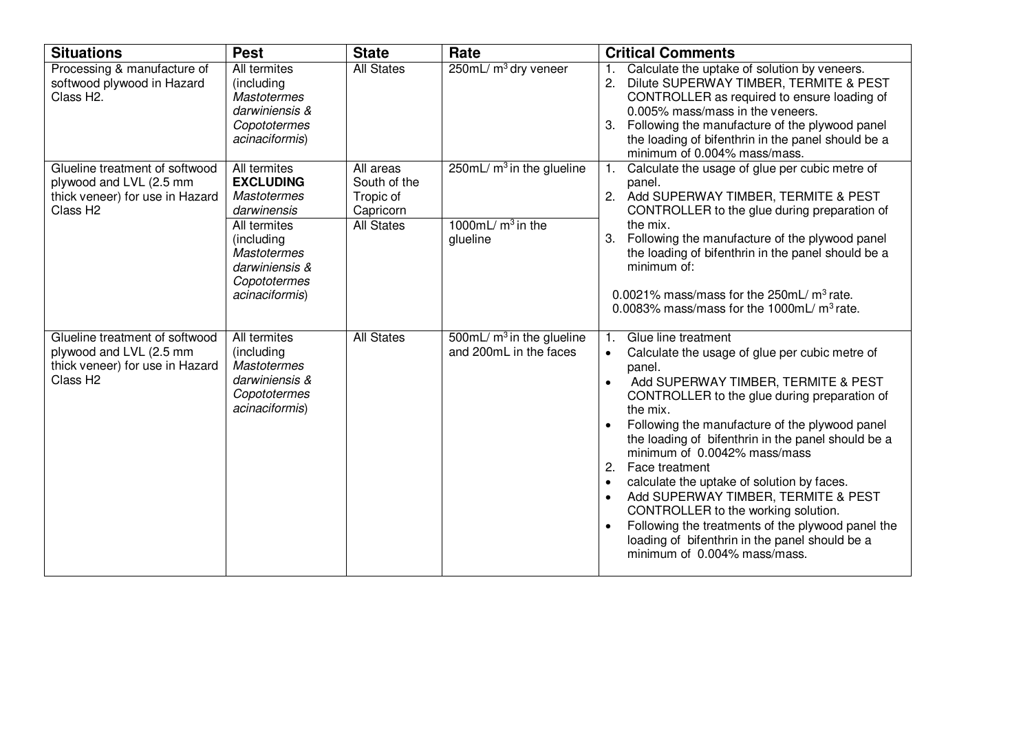| Situations | Pest | State | Rate | Critical Comments |
| --- | --- | --- | --- | --- |
| Processing & manufacture of softwood plywood in Hazard Class H2. | All termites (including *Mastotermes darwiniensis & Copototermes acinaciformis*) | All States | 250mL/ $m^3$ dry veneer | 1. Calculate the uptake of solution by veneers.<br>2. Dilute SUPERWAY TIMBER, TERMITE & PEST CONTROLLER as required to ensure loading of 0.005% mass/mass in the veneers.<br>3. Following the manufacture of the plywood panel the loading of bifenthrin in the panel should be a minimum of 0.004% mass/mass. |
| Glueline treatment of softwood plywood and LVL (2.5 mm thick veneer) for use in Hazard Class H2 | All termites **EXCLUDING** *Mastotermes darwinensis* | All areas South of the Tropic of Capricorn | 250mL/ $m^3$ in the glueline | 1. Calculate the usage of glue per cubic metre of panel.<br>2. Add SUPERWAY TIMBER, TERMITE & PEST CONTROLLER to the glue during preparation of the mix.<br>3. Following the manufacture of the plywood panel the loading of bifenthrin in the panel should be a minimum of:<br><br>0.0021% mass/mass for the 250mL/ $m^3$ rate.<br>0.0083% mass/mass for the 1000mL/ $m^3$ rate. |
| | All termites (including *Mastotermes darwiniensis & Copototermes acinaciformis*) | All States | 1000mL/ $m^3$ in the glueline | |
| Glueline treatment of softwood plywood and LVL (2.5 mm thick veneer) for use in Hazard Class H2 | All termites (including *Mastotermes darwiniensis & Copototermes acinaciformis*) | All States | 500mL/ $m^3$ in the glueline and 200mL in the faces | 1. Glue line treatment<br>• Calculate the usage of glue per cubic metre of panel.<br>• Add SUPERWAY TIMBER, TERMITE & PEST CONTROLLER to the glue during preparation of the mix.<br>• Following the manufacture of the plywood panel the loading of bifenthrin in the panel should be a minimum of 0.0042% mass/mass<br>2. Face treatment<br>• calculate the uptake of solution by faces.<br>• Add SUPERWAY TIMBER, TERMITE & PEST CONTROLLER to the working solution.<br>• Following the treatments of the plywood panel the loading of bifenthrin in the panel should be a minimum of 0.004% mass/mass. |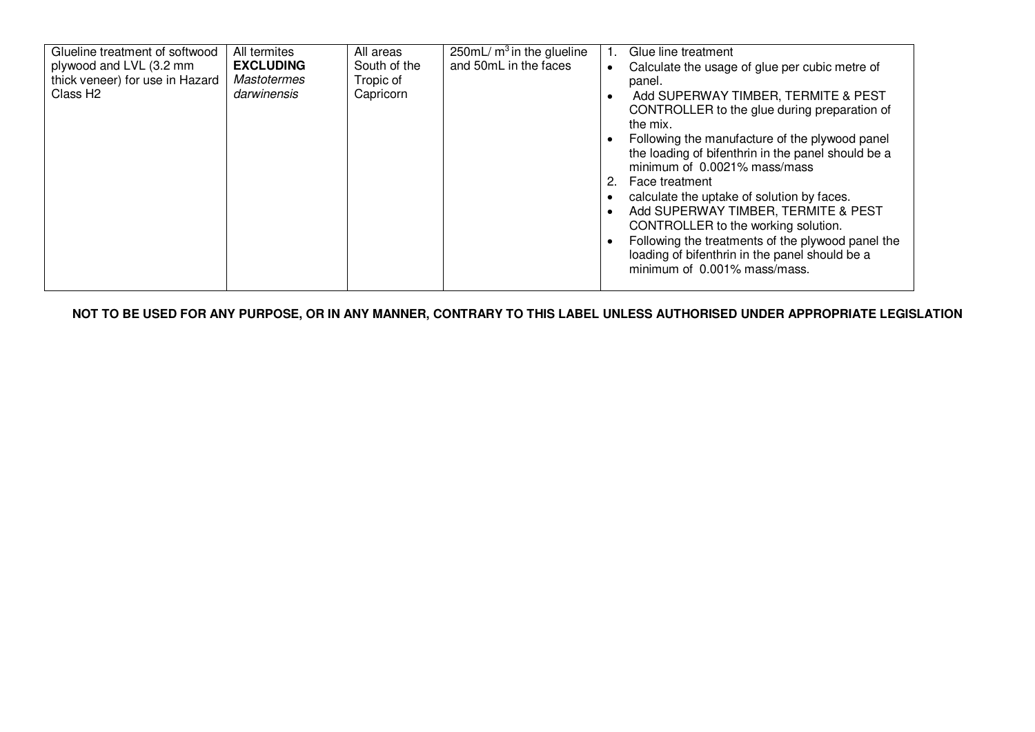| | | | | |
|---|---|---|---|---|
| Glueline treatment of softwood plywood and LVL (3.2 mm thick veneer) for use in Hazard Class H2 | All termites **EXCLUDING** *Mastotermes darwinensis* | All areas South of the Tropic of Capricorn | 250mL/ $m^3$ in the glueline and 50mL in the faces | 1. Glue line treatment<br>• Calculate the usage of glue per cubic metre of panel.<br>• Add SUPERWAY TIMBER, TERMITE & PEST CONTROLLER to the glue during preparation of the mix.<br>• Following the manufacture of the plywood panel the loading of bifenthrin in the panel should be a minimum of 0.0021% mass/mass<br>2. Face treatment<br>• calculate the uptake of solution by faces.<br>• Add SUPERWAY TIMBER, TERMITE & PEST CONTROLLER to the working solution.<br>• Following the treatments of the plywood panel the loading of bifenthrin in the panel should be a minimum of 0.001% mass/mass. |

**NOT TO BE USED FOR ANY PURPOSE, OR IN ANY MANNER, CONTRARY TO THIS LABEL UNLESS AUTHORISED UNDER APPROPRIATE LEGISLATION**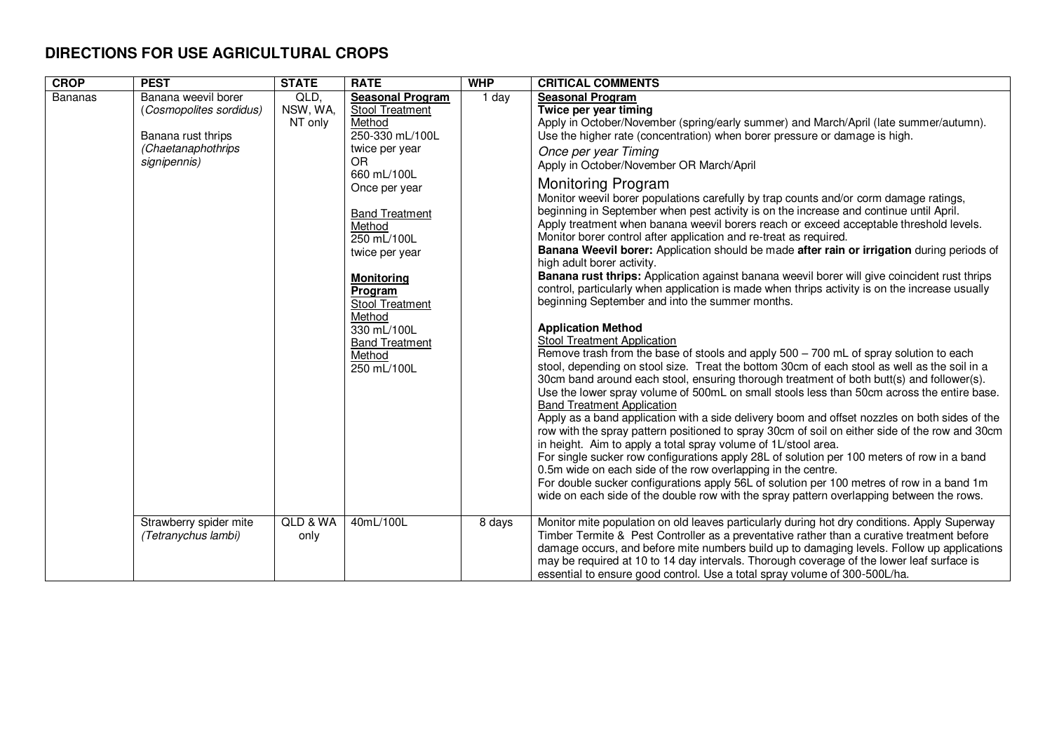# DIRECTIONS FOR USE AGRICULTURAL CROPS

| CROP | PEST | STATE | RATE | WHP | CRITICAL COMMENTS |
|---|---|---|---|---|---|
| Bananas | Banana weevil borer (*Cosmopolites sordidus*)<br><br>Banana rust thrips (*Chaetanaphothrips signipennis*) | QLD, NSW, WA, NT only | **Seasonal Program**<br>Stool Treatment Method<br>250-330 mL/100L twice per year<br>OR<br>660 mL/100L Once per year<br><br>Band Treatment Method<br>250 mL/100L twice per year<br><br>**Monitoring Program**<br>Stool Treatment Method<br>330 mL/100L<br>Band Treatment Method<br>250 mL/100L | 1 day | **Seasonal Program**<br>**Twice per year timing**<br>Apply in October/November (spring/early summer) and March/April (late summer/autumn). Use the higher rate (concentration) when borer pressure or damage is high.<br>*Once per year Timing*<br>Apply in October/November OR March/April<br>Monitoring Program<br>Monitor weevil borer populations carefully by trap counts and/or corm damage ratings, beginning in September when pest activity is on the increase and continue until April. Apply treatment when banana weevil borers reach or exceed acceptable threshold levels. Monitor borer control after application and re-treat as required.<br>**Banana Weevil borer:** Application should be made **after rain or irrigation** during periods of high adult borer activity.<br>**Banana rust thrips:** Application against banana weevil borer will give coincident rust thrips control, particularly when application is made when thrips activity is on the increase usually beginning September and into the summer months.<br><br>**Application Method**<br>Stool Treatment Application<br>Remove trash from the base of stools and apply 500 – 700 mL of spray solution to each stool, depending on stool size. Treat the bottom 30cm of each stool as well as the soil in a 30cm band around each stool, ensuring thorough treatment of both butt(s) and follower(s). Use the lower spray volume of 500mL on small stools less than 50cm across the entire base.<br>Band Treatment Application<br>Apply as a band application with a side delivery boom and offset nozzles on both sides of the row with the spray pattern positioned to spray 30cm of soil on either side of the row and 30cm in height. Aim to apply a total spray volume of 1L/stool area.<br>For single sucker row configurations apply 28L of solution per 100 meters of row in a band 0.5m wide on each side of the row overlapping in the centre.<br>For double sucker configurations apply 56L of solution per 100 metres of row in a band 1m wide on each side of the double row with the spray pattern overlapping between the rows. |
| | Strawberry spider mite (*Tetranychus lambi*) | QLD & WA only | 40mL/100L | 8 days | Monitor mite population on old leaves particularly during hot dry conditions. Apply Superway Timber Termite & Pest Controller as a preventative rather than a curative treatment before damage occurs, and before mite numbers build up to damaging levels. Follow up applications may be required at 10 to 14 day intervals. Thorough coverage of the lower leaf surface is essential to ensure good control. Use a total spray volume of 300-500L/ha. |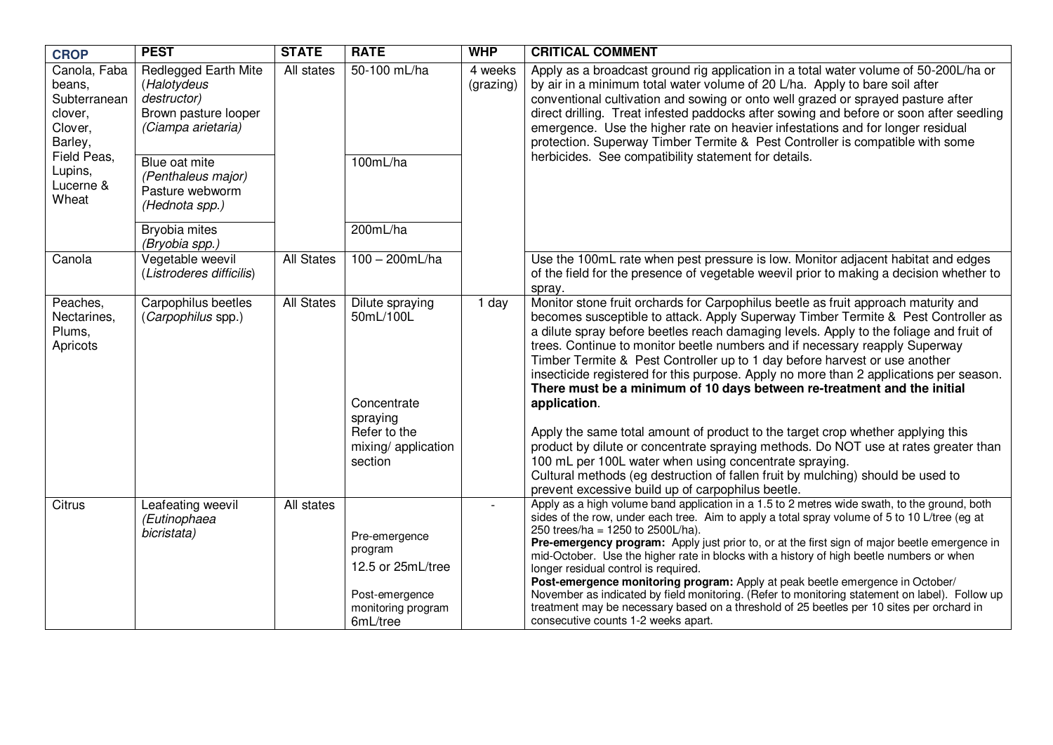| CROP | PEST | STATE | RATE | WHP | CRITICAL COMMENT |
|---|---|---|---|---|---|
| Canola, Faba beans, Subterranean clover, Clover, Barley, Field Peas, Lupins, Lucerne & Wheat | Redlegged Earth Mite (*Halotydeus destructor)* Brown pasture looper *(Ciampa arietaria)* | All states | 50-100 mL/ha | 4 weeks (grazing) | Apply as a broadcast ground rig application in a total water volume of 50-200L/ha or by air in a minimum total water volume of 20 L/ha. Apply to bare soil after conventional cultivation and sowing or onto well grazed or sprayed pasture after direct drilling. Treat infested paddocks after sowing and before or soon after seedling emergence. Use the higher rate on heavier infestations and for longer residual protection. Superway Timber Termite & Pest Controller is compatible with some herbicides. See compatibility statement for details. |
| | Blue oat mite *(Penthaleus major)* Pasture webworm *(Hednota spp.)* | | 100mL/ha | | |
| | Bryobia mites *(Bryobia spp.)* | | 200mL/ha | | |
| Canola | Vegetable weevil (*Listroderes difficilis*) | All States | 100 – 200mL/ha | | Use the 100mL rate when pest pressure is low. Monitor adjacent habitat and edges of the field for the presence of vegetable weevil prior to making a decision whether to spray. |
| Peaches, Nectarines, Plums, Apricots | Carpophilus beetles (*Carpophilus* spp.) | All States | Dilute spraying 50mL/100L<br><br>Concentrate spraying Refer to the mixing/ application section | 1 day | Monitor stone fruit orchards for Carpophilus beetle as fruit approach maturity and becomes susceptible to attack. Apply Superway Timber Termite & Pest Controller as a dilute spray before beetles reach damaging levels. Apply to the foliage and fruit of trees. Continue to monitor beetle numbers and if necessary reapply Superway Timber Termite & Pest Controller up to 1 day before harvest or use another insecticide registered for this purpose. Apply no more than 2 applications per season. **There must be a minimum of 10 days between re-treatment and the initial application**.<br><br>Apply the same total amount of product to the target crop whether applying this product by dilute or concentrate spraying methods. Do NOT use at rates greater than 100 mL per 100L water when using concentrate spraying.<br>Cultural methods (eg destruction of fallen fruit by mulching) should be used to prevent excessive build up of carpophilus beetle. |
| Citrus | Leafeating weevil *(Eutinophaea bicristata)* | All states | Pre-emergence program<br>12.5 or 25mL/tree<br><br>Post-emergence monitoring program<br>6mL/tree | - | Apply as a high volume band application in a 1.5 to 2 metres wide swath, to the ground, both sides of the row, under each tree. Aim to apply a total spray volume of 5 to 10 L/tree (eg at 250 trees/ha = 1250 to 2500L/ha).<br>**Pre-emergency program:** Apply just prior to, or at the first sign of major beetle emergence in mid-October. Use the higher rate in blocks with a history of high beetle numbers or when longer residual control is required.<br>**Post-emergence monitoring program:** Apply at peak beetle emergence in October/ November as indicated by field monitoring. (Refer to monitoring statement on label). Follow up treatment may be necessary based on a threshold of 25 beetles per 10 sites per orchard in consecutive counts 1-2 weeks apart. |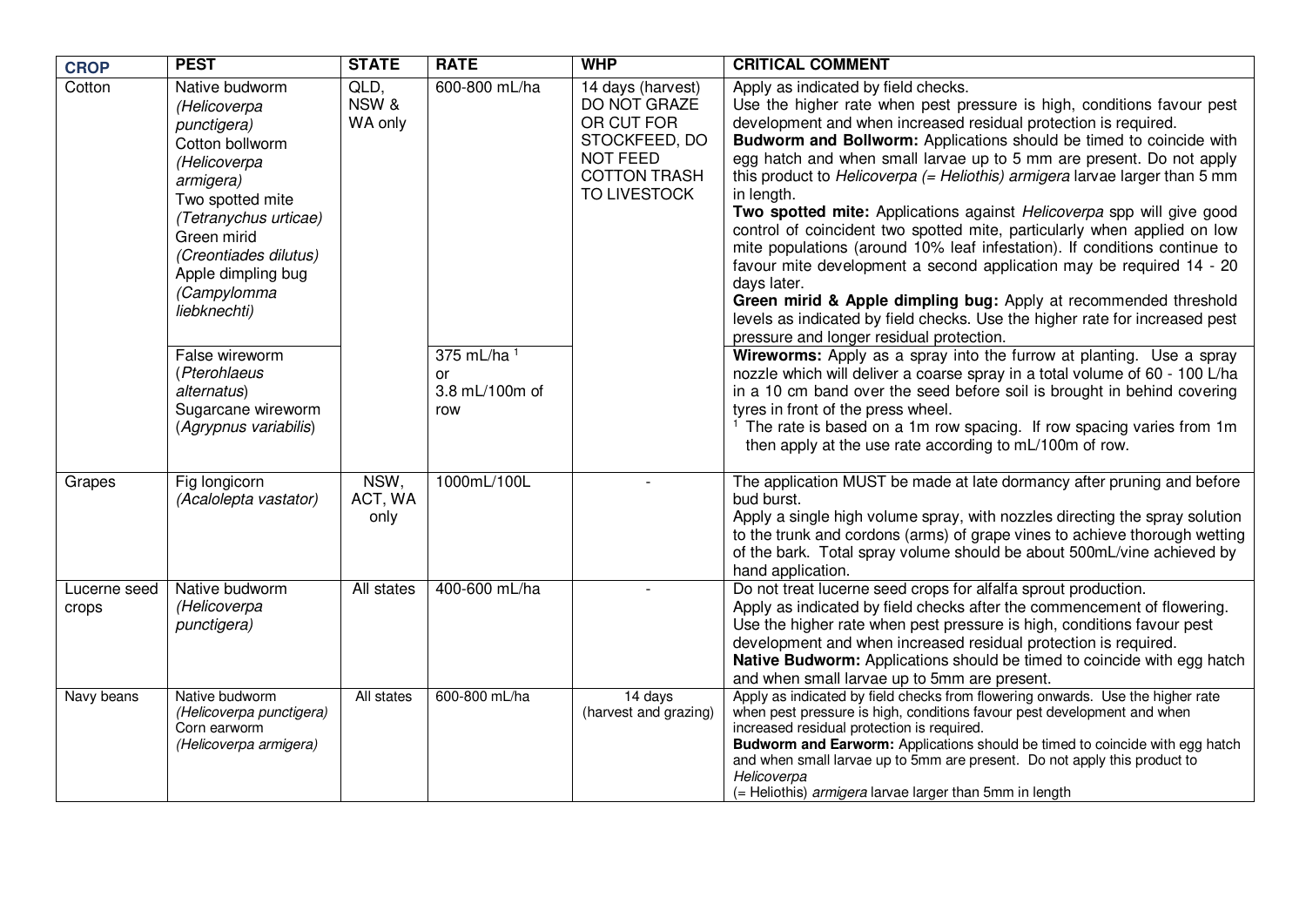| CROP | PEST | STATE | RATE | WHP | CRITICAL COMMENT |
|---|---|---|---|---|---|
| Cotton | Native budworm *(Helicoverpa punctigera)*<br>Cotton bollworm *(Helicoverpa armigera)*<br>Two spotted mite *(Tetranychus urticae)*<br>Green mirid *(Creontiades dilutus)*<br>Apple dimpling bug *(Campylomma liebknechti)* | QLD, NSW & WA only | 600-800 mL/ha | 14 days (harvest) DO NOT GRAZE OR CUT FOR STOCKFEED, DO NOT FEED COTTON TRASH TO LIVESTOCK | Apply as indicated by field checks.<br>Use the higher rate when pest pressure is high, conditions favour pest development and when increased residual protection is required.<br>**Budworm and Bollworm:** Applications should be timed to coincide with egg hatch and when small larvae up to 5 mm are present. Do not apply this product to *Helicoverpa (= Heliothis) armigera* larvae larger than 5 mm in length.<br>**Two spotted mite:** Applications against *Helicoverpa* spp will give good control of coincident two spotted mite, particularly when applied on low mite populations (around 10% leaf infestation). If conditions continue to favour mite development a second application may be required 14 - 20 days later.<br>**Green mirid & Apple dimpling bug:** Apply at recommended threshold levels as indicated by field checks. Use the higher rate for increased pest pressure and longer residual protection. |
| | False wireworm (*Pterohlaeus alternatus*)<br>Sugarcane wireworm (*Agrypnus variabilis*) | | 375 mL/ha [1]<br>or<br>3.8 mL/100m of row | | **Wireworms:** Apply as a spray into the furrow at planting. Use a spray nozzle which will deliver a coarse spray in a total volume of 60 - 100 L/ha in a 10 cm band over the seed before soil is brought in behind covering tyres in front of the press wheel.<br>[1] The rate is based on a 1m row spacing. If row spacing varies from 1m then apply at the use rate according to mL/100m of row. |
| Grapes | Fig longicorn *(Acalolepta vastator)* | NSW, ACT, WA only | 1000mL/100L | - | The application MUST be made at late dormancy after pruning and before bud burst.<br>Apply a single high volume spray, with nozzles directing the spray solution to the trunk and cordons (arms) of grape vines to achieve thorough wetting of the bark. Total spray volume should be about 500mL/vine achieved by hand application. |
| Lucerne seed crops | Native budworm *(Helicoverpa punctigera)* | All states | 400-600 mL/ha | - | Do not treat lucerne seed crops for alfalfa sprout production.<br>Apply as indicated by field checks after the commencement of flowering. Use the higher rate when pest pressure is high, conditions favour pest development and when increased residual protection is required.<br>**Native Budworm:** Applications should be timed to coincide with egg hatch and when small larvae up to 5mm are present. |
| Navy beans | Native budworm *(Helicoverpa punctigera)*<br>Corn earworm *(Helicoverpa armigera)* | All states | 600-800 mL/ha | 14 days (harvest and grazing) | Apply as indicated by field checks from flowering onwards. Use the higher rate when pest pressure is high, conditions favour pest development and when increased residual protection is required.<br>**Budworm and Earworm:** Applications should be timed to coincide with egg hatch and when small larvae up to 5mm are present. Do not apply this product to *Helicoverpa* (= Heliothis) *armigera* larvae larger than 5mm in length |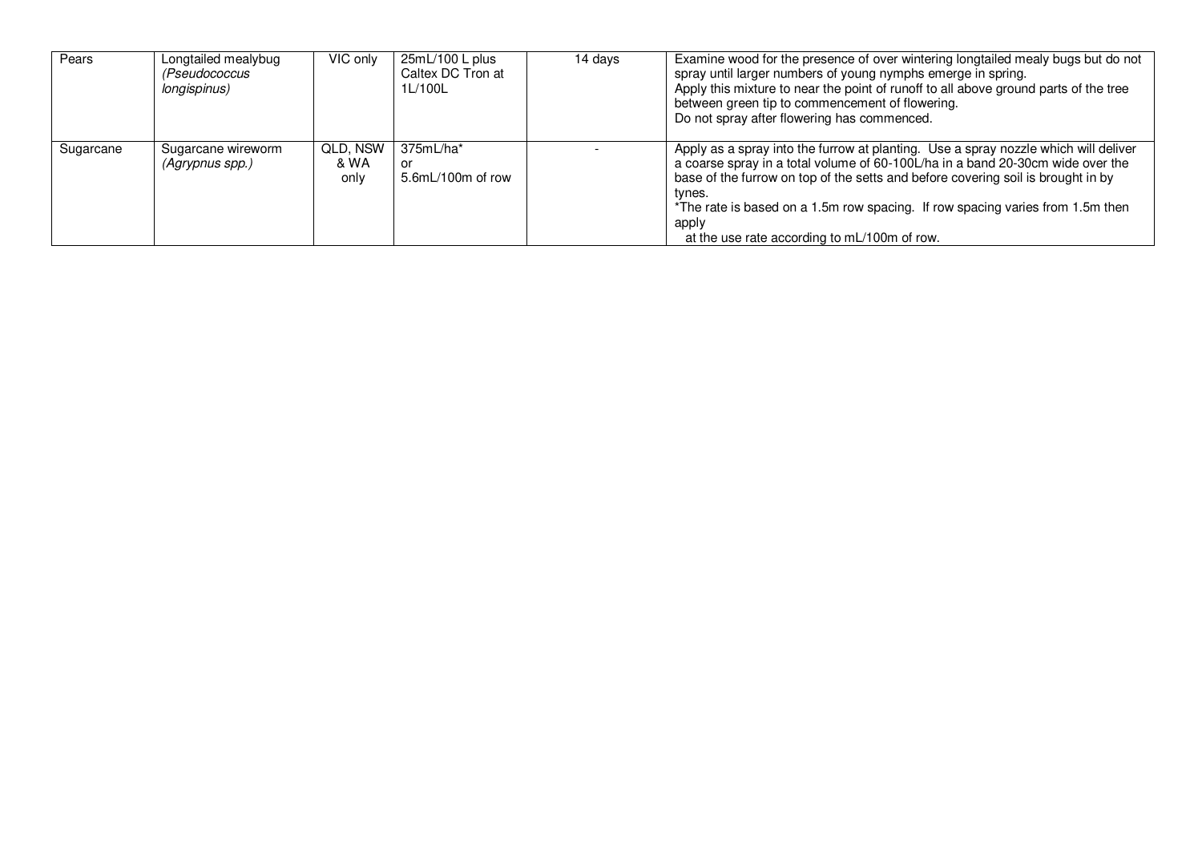| | | | | | |
|---|---|---|---|---|---|
| Pears | Longtailed mealybug *(Pseudococcus longispinus)* | VIC only | 25mL/100 L plus Caltex DC Tron at 1L/100L | 14 days | Examine wood for the presence of over wintering longtailed mealy bugs but do not spray until larger numbers of young nymphs emerge in spring.<br>Apply this mixture to near the point of runoff to all above ground parts of the tree between green tip to commencement of flowering.<br>Do not spray after flowering has commenced. |
| Sugarcane | Sugarcane wireworm *(Agrypnus spp.)* | QLD, NSW & WA only | 375mL/ha* or 5.6mL/100m of row | - | Apply as a spray into the furrow at planting. Use a spray nozzle which will deliver a coarse spray in a total volume of 60-100L/ha in a band 20-30cm wide over the base of the furrow on top of the setts and before covering soil is brought in by tynes.<br>*The rate is based on a 1.5m row spacing. If row spacing varies from 1.5m then apply at the use rate according to mL/100m of row. |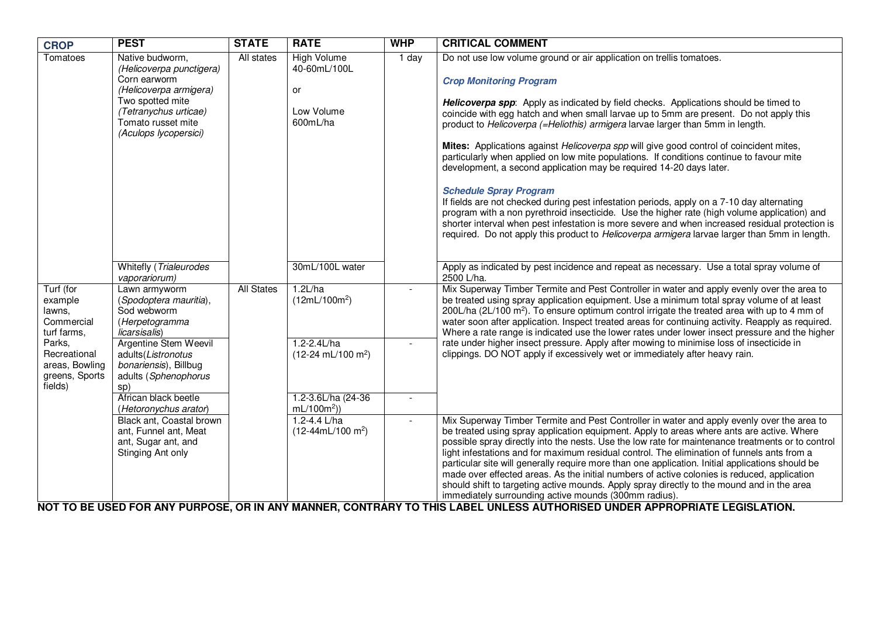| CROP | PEST | STATE | RATE | WHP | CRITICAL COMMENT |
|---|---|---|---|---|---|
| Tomatoes | Native budworm, *(Helicoverpa punctigera)* Corn earworm *(Helicoverpa armigera)* Two spotted mite *(Tetranychus urticae)* Tomato russet mite *(Aculops lycopersici)* | All states | High Volume 40-60mL/100L or Low Volume 600mL/ha | 1 day | Do not use low volume ground or air application on trellis tomatoes. ***Crop Monitoring Program*** ***Helicoverpa spp***: Apply as indicated by field checks. Applications should be timed to coincide with egg hatch and when small larvae up to 5mm are present. Do not apply this product to *Helicoverpa (=Heliothis) armigera* larvae larger than 5mm in length. **Mites:** Applications against *Helicoverpa spp* will give good control of coincident mites, particularly when applied on low mite populations. If conditions continue to favour mite development, a second application may be required 14-20 days later. ***Schedule Spray Program*** If fields are not checked during pest infestation periods, apply on a 7-10 day alternating program with a non pyrethroid insecticide. Use the higher rate (high volume application) and shorter interval when pest infestation is more severe and when increased residual protection is required. Do not apply this product to *Helicoverpa armigera* larvae larger than 5mm in length. |
| | Whitefly (*Trialeurodes vaporariorum)* | | 30mL/100L water | | Apply as indicated by pest incidence and repeat as necessary. Use a total spray volume of 2500 L/ha. |
| Turf (for example lawns, Commercial turf farms, Parks, Recreational areas, Bowling greens, Sports fields) | Lawn armyworm (*Spodoptera mauritia*), Sod webworm (*Herpetogramma licarsisalis*) | All States | 1.2L/ha (12mL/100m$^2$) | - | Mix Superway Timber Termite and Pest Controller in water and apply evenly over the area to be treated using spray application equipment. Use a minimum total spray volume of at least 200L/ha (2L/100 m$^2$). To ensure optimum control irrigate the treated area with up to 4 mm of water soon after application. Inspect treated areas for continuing activity. Reapply as required. Where a rate range is indicated use the lower rates under lower insect pressure and the higher rate under higher insect pressure. Apply after mowing to minimise loss of insecticide in clippings. DO NOT apply if excessively wet or immediately after heavy rain. |
| | Argentine Stem Weevil adults(*Listronotus bonariensis*), Billbug adults (*Sphenophorus* sp) | | 1.2-2.4L/ha (12-24 mL/100 m$^2$) | - | |
| | African black beetle (*Hetoronychus arator*) | | 1.2-3.6L/ha (24-36 mL/100m$^2$)) | - | |
| | Black ant, Coastal brown ant, Funnel ant, Meat ant, Sugar ant, and Stinging Ant only | | 1.2-4.4 L/ha (12-44mL/100 m$^2$) | - | Mix Superway Timber Termite and Pest Controller in water and apply evenly over the area to be treated using spray application equipment. Apply to areas where ants are active. Where possible spray directly into the nests. Use the low rate for maintenance treatments or to control light infestations and for maximum residual control. The elimination of funnels ants from a particular site will generally require more than one application. Initial applications should be made over effected areas. As the initial numbers of active colonies is reduced, application should shift to targeting active mounds. Apply spray directly to the mound and in the area immediately surrounding active mounds (300mm radius). |

**NOT TO BE USED FOR ANY PURPOSE, OR IN ANY MANNER, CONTRARY TO THIS LABEL UNLESS AUTHORISED UNDER APPROPRIATE LEGISLATION.**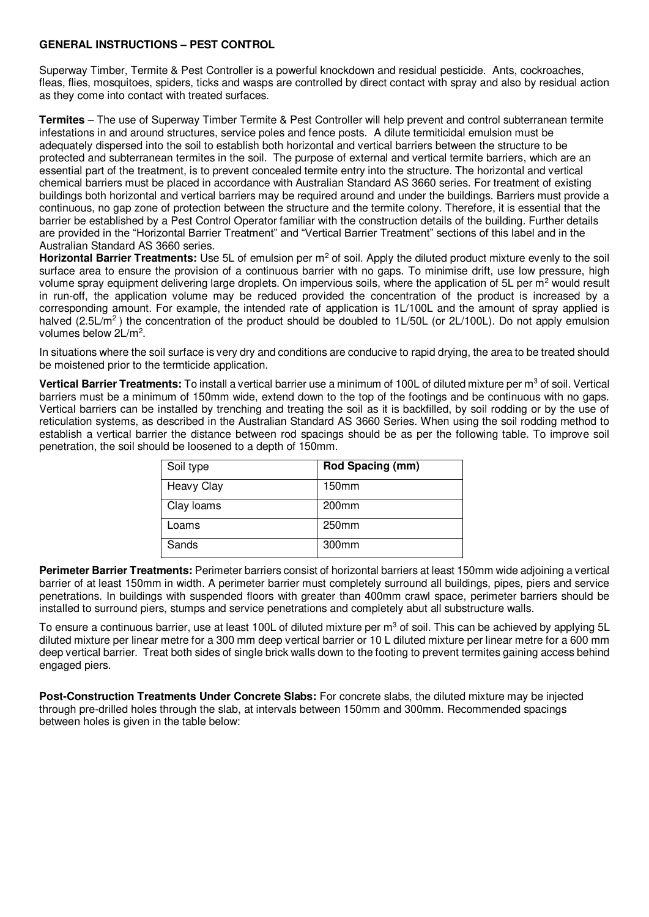## GENERAL INSTRUCTIONS – PEST CONTROL

Superway Timber, Termite & Pest Controller is a powerful knockdown and residual pesticide. Ants, cockroaches, fleas, flies, mosquitoes, spiders, ticks and wasps are controlled by direct contact with spray and also by residual action as they come into contact with treated surfaces.

**Termites** – The use of Superway Timber Termite & Pest Controller will help prevent and control subterranean termite infestations in and around structures, service poles and fence posts. A dilute termiticidal emulsion must be adequately dispersed into the soil to establish both horizontal and vertical barriers between the structure to be protected and subterranean termites in the soil. The purpose of external and vertical termite barriers, which are an essential part of the treatment, is to prevent concealed termite entry into the structure. The horizontal and vertical chemical barriers must be placed in accordance with Australian Standard AS 3660 series. For treatment of existing buildings both horizontal and vertical barriers may be required around and under the buildings. Barriers must provide a continuous, no gap zone of protection between the structure and the termite colony. Therefore, it is essential that the barrier be established by a Pest Control Operator familiar with the construction details of the building. Further details are provided in the "Horizontal Barrier Treatment" and "Vertical Barrier Treatment" sections of this label and in the Australian Standard AS 3660 series.

**Horizontal Barrier Treatments:** Use 5L of emulsion per $m^2$ of soil. Apply the diluted product mixture evenly to the soil surface area to ensure the provision of a continuous barrier with no gaps. To minimise drift, use low pressure, high volume spray equipment delivering large droplets. On impervious soils, where the application of 5L per $m^2$ would result in run-off, the application volume may be reduced provided the concentration of the product is increased by a corresponding amount. For example, the intended rate of application is 1L/100L and the amount of spray applied is halved (2.5L/$m^2$) the concentration of the product should be doubled to 1L/50L (or 2L/100L). Do not apply emulsion volumes below 2L/$m^2$.

In situations where the soil surface is very dry and conditions are conducive to rapid drying, the area to be treated should be moistened prior to the termticide application.

**Vertical Barrier Treatments:** To install a vertical barrier use a minimum of 100L of diluted mixture per $m^3$ of soil. Vertical barriers must be a minimum of 150mm wide, extend down to the top of the footings and be continuous with no gaps. Vertical barriers can be installed by trenching and treating the soil as it is backfilled, by soil rodding or by the use of reticulation systems, as described in the Australian Standard AS 3660 Series. When using the soil rodding method to establish a vertical barrier the distance between rod spacings should be as per the following table. To improve soil penetration, the soil should be loosened to a depth of 150mm.

| Soil type | **Rod Spacing (mm)** |
|---|---|
| Heavy Clay | 150mm |
| Clay loams | 200mm |
| Loams | 250mm |
| Sands | 300mm |

**Perimeter Barrier Treatments:** Perimeter barriers consist of horizontal barriers at least 150mm wide adjoining a vertical barrier of at least 150mm in width. A perimeter barrier must completely surround all buildings, pipes, piers and service penetrations. In buildings with suspended floors with greater than 400mm crawl space, perimeter barriers should be installed to surround piers, stumps and service penetrations and completely abut all substructure walls.

To ensure a continuous barrier, use at least 100L of diluted mixture per $m^3$ of soil. This can be achieved by applying 5L diluted mixture per linear metre for a 300 mm deep vertical barrier or 10 L diluted mixture per linear metre for a 600 mm deep vertical barrier. Treat both sides of single brick walls down to the footing to prevent termites gaining access behind engaged piers.

**Post-Construction Treatments Under Concrete Slabs:** For concrete slabs, the diluted mixture may be injected through pre-drilled holes through the slab, at intervals between 150mm and 300mm. Recommended spacings between holes is given in the table below: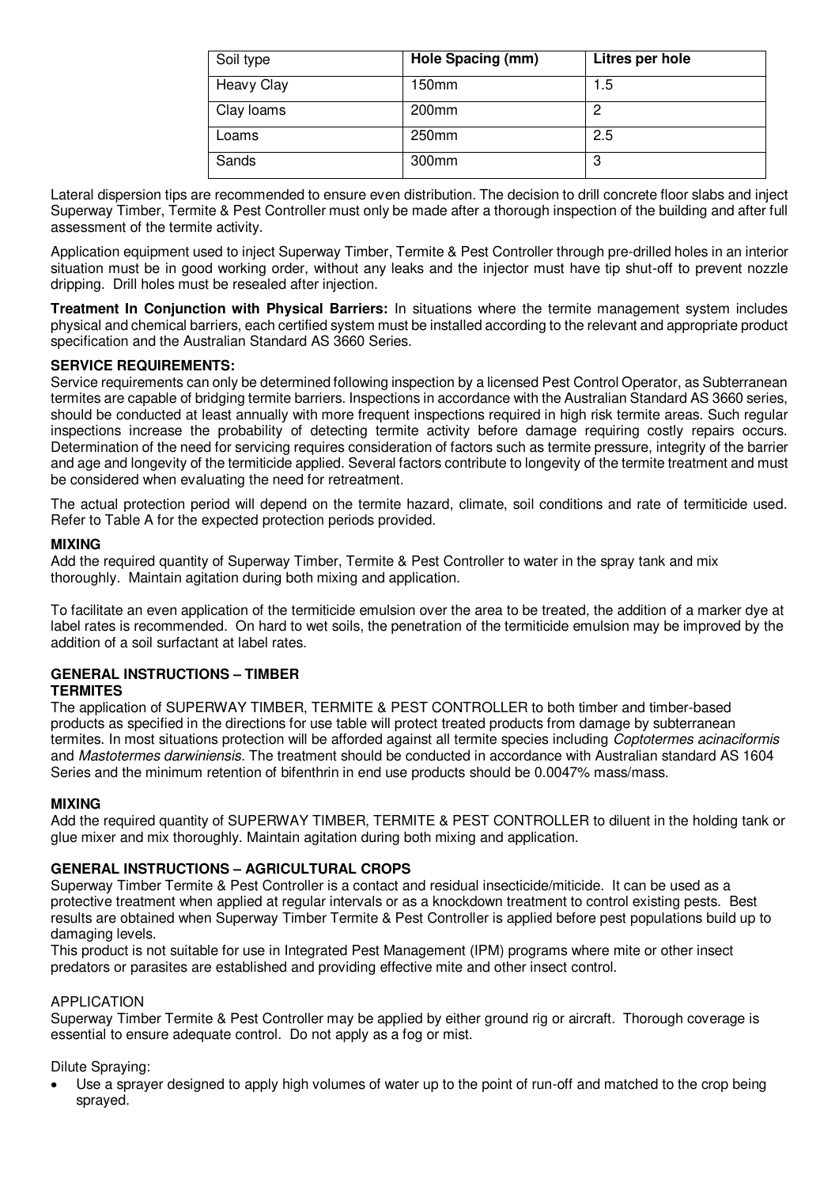| Soil type | Hole Spacing (mm) | Litres per hole |
| --- | --- | --- |
| Heavy Clay | 150mm | 1.5 |
| Clay loams | 200mm | 2 |
| Loams | 250mm | 2.5 |
| Sands | 300mm | 3 |

Lateral dispersion tips are recommended to ensure even distribution. The decision to drill concrete floor slabs and inject Superway Timber, Termite & Pest Controller must only be made after a thorough inspection of the building and after full assessment of the termite activity.

Application equipment used to inject Superway Timber, Termite & Pest Controller through pre-drilled holes in an interior situation must be in good working order, without any leaks and the injector must have tip shut-off to prevent nozzle dripping. Drill holes must be resealed after injection.

**Treatment In Conjunction with Physical Barriers:** In situations where the termite management system includes physical and chemical barriers, each certified system must be installed according to the relevant and appropriate product specification and the Australian Standard AS 3660 Series.

**SERVICE REQUIREMENTS:**
Service requirements can only be determined following inspection by a licensed Pest Control Operator, as Subterranean termites are capable of bridging termite barriers. Inspections in accordance with the Australian Standard AS 3660 series, should be conducted at least annually with more frequent inspections required in high risk termite areas. Such regular inspections increase the probability of detecting termite activity before damage requiring costly repairs occurs. Determination of the need for servicing requires consideration of factors such as termite pressure, integrity of the barrier and age and longevity of the termiticide applied. Several factors contribute to longevity of the termite treatment and must be considered when evaluating the need for retreatment.

The actual protection period will depend on the termite hazard, climate, soil conditions and rate of termiticide used. Refer to Table A for the expected protection periods provided.

**MIXING**
Add the required quantity of Superway Timber, Termite & Pest Controller to water in the spray tank and mix thoroughly. Maintain agitation during both mixing and application.

To facilitate an even application of the termiticide emulsion over the area to be treated, the addition of a marker dye at label rates is recommended. On hard to wet soils, the penetration of the termiticide emulsion may be improved by the addition of a soil surfactant at label rates.

**GENERAL INSTRUCTIONS – TIMBER**
**TERMITES**
The application of SUPERWAY TIMBER, TERMITE & PEST CONTROLLER to both timber and timber-based products as specified in the directions for use table will protect treated products from damage by subterranean termites. In most situations protection will be afforded against all termite species including *Coptotermes acinaciformis* and *Mastotermes darwiniensis*. The treatment should be conducted in accordance with Australian standard AS 1604 Series and the minimum retention of bifenthrin in end use products should be 0.0047% mass/mass.

**MIXING**
Add the required quantity of SUPERWAY TIMBER, TERMITE & PEST CONTROLLER to diluent in the holding tank or glue mixer and mix thoroughly. Maintain agitation during both mixing and application.

**GENERAL INSTRUCTIONS – AGRICULTURAL CROPS**
Superway Timber Termite & Pest Controller is a contact and residual insecticide/miticide. It can be used as a protective treatment when applied at regular intervals or as a knockdown treatment to control existing pests. Best results are obtained when Superway Timber Termite & Pest Controller is applied before pest populations build up to damaging levels.
This product is not suitable for use in Integrated Pest Management (IPM) programs where mite or other insect predators or parasites are established and providing effective mite and other insect control.

APPLICATION
Superway Timber Termite & Pest Controller may be applied by either ground rig or aircraft. Thorough coverage is essential to ensure adequate control. Do not apply as a fog or mist.

Dilute Spraying:

- Use a sprayer designed to apply high volumes of water up to the point of run-off and matched to the crop being sprayed.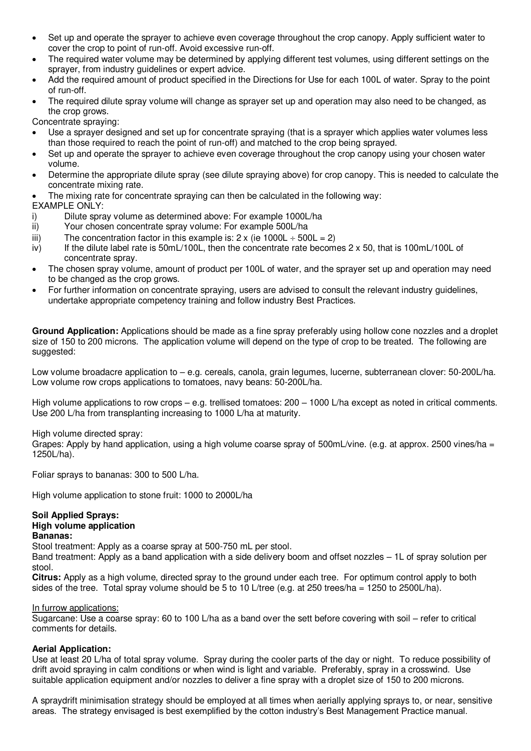- Set up and operate the sprayer to achieve even coverage throughout the crop canopy. Apply sufficient water to cover the crop to point of run-off. Avoid excessive run-off.
- The required water volume may be determined by applying different test volumes, using different settings on the sprayer, from industry guidelines or expert advice.
- Add the required amount of product specified in the Directions for Use for each 100L of water. Spray to the point of run-off.
- The required dilute spray volume will change as sprayer set up and operation may also need to be changed, as the crop grows.

Concentrate spraying:

- Use a sprayer designed and set up for concentrate spraying (that is a sprayer which applies water volumes less than those required to reach the point of run-off) and matched to the crop being sprayed.
- Set up and operate the sprayer to achieve even coverage throughout the crop canopy using your chosen water volume.
- Determine the appropriate dilute spray (see dilute spraying above) for crop canopy. This is needed to calculate the concentrate mixing rate.
- The mixing rate for concentrate spraying can then be calculated in the following way:

EXAMPLE ONLY:

i) Dilute spray volume as determined above: For example 1000L/ha
ii) Your chosen concentrate spray volume: For example 500L/ha
iii) The concentration factor in this example is: 2 x (ie 1000L ÷ 500L = 2)
iv) If the dilute label rate is 50mL/100L, then the concentrate rate becomes 2 x 50, that is 100mL/100L of concentrate spray.

- The chosen spray volume, amount of product per 100L of water, and the sprayer set up and operation may need to be changed as the crop grows.
- For further information on concentrate spraying, users are advised to consult the relevant industry guidelines, undertake appropriate competency training and follow industry Best Practices.

**Ground Application:** Applications should be made as a fine spray preferably using hollow cone nozzles and a droplet size of 150 to 200 microns. The application volume will depend on the type of crop to be treated. The following are suggested:

Low volume broadacre application to – e.g. cereals, canola, grain legumes, lucerne, subterranean clover: 50-200L/ha.
Low volume row crops applications to tomatoes, navy beans: 50-200L/ha.

High volume applications to row crops – e.g. trellised tomatoes: 200 – 1000 L/ha except as noted in critical comments. Use 200 L/ha from transplanting increasing to 1000 L/ha at maturity.

High volume directed spray:
Grapes: Apply by hand application, using a high volume coarse spray of 500mL/vine. (e.g. at approx. 2500 vines/ha = 1250L/ha).

Foliar sprays to bananas: 300 to 500 L/ha.

High volume application to stone fruit: 1000 to 2000L/ha

**Soil Applied Sprays:**
**High volume application**
**Bananas:**
Stool treatment: Apply as a coarse spray at 500-750 mL per stool.
Band treatment: Apply as a band application with a side delivery boom and offset nozzles – 1L of spray solution per stool.
**Citrus:** Apply as a high volume, directed spray to the ground under each tree. For optimum control apply to both sides of the tree. Total spray volume should be 5 to 10 L/tree (e.g. at 250 trees/ha = 1250 to 2500L/ha).

In furrow applications:
Sugarcane: Use a coarse spray: 60 to 100 L/ha as a band over the sett before covering with soil – refer to critical comments for details.

**Aerial Application:**
Use at least 20 L/ha of total spray volume. Spray during the cooler parts of the day or night. To reduce possibility of drift avoid spraying in calm conditions or when wind is light and variable. Preferably, spray in a crosswind. Use suitable application equipment and/or nozzles to deliver a fine spray with a droplet size of 150 to 200 microns.

A spraydrift minimisation strategy should be employed at all times when aerially applying sprays to, or near, sensitive areas. The strategy envisaged is best exemplified by the cotton industry's Best Management Practice manual.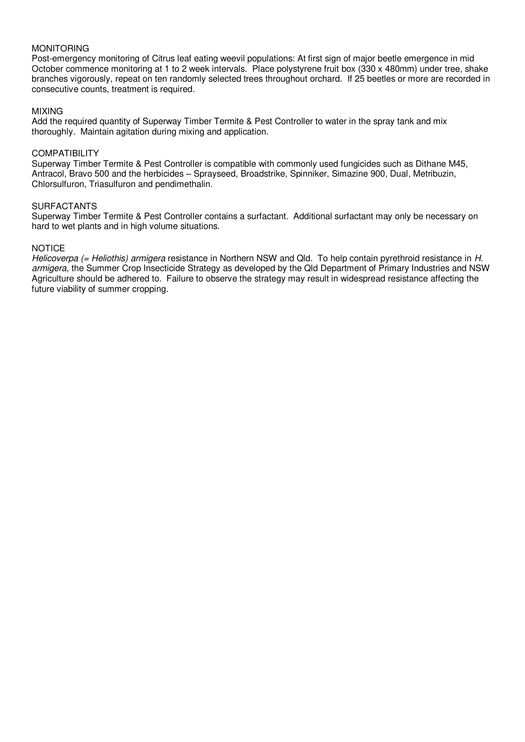## MONITORING

Post-emergency monitoring of Citrus leaf eating weevil populations: At first sign of major beetle emergence in mid October commence monitoring at 1 to 2 week intervals. Place polystyrene fruit box (330 x 480mm) under tree, shake branches vigorously, repeat on ten randomly selected trees throughout orchard. If 25 beetles or more are recorded in consecutive counts, treatment is required.

## MIXING

Add the required quantity of Superway Timber Termite & Pest Controller to water in the spray tank and mix thoroughly. Maintain agitation during mixing and application.

## COMPATIBILITY

Superway Timber Termite & Pest Controller is compatible with commonly used fungicides such as Dithane M45, Antracol, Bravo 500 and the herbicides – Sprayseed, Broadstrike, Spinniker, Simazine 900, Dual, Metribuzin, Chlorsulfuron, Triasulfuron and pendimethalin.

## SURFACTANTS

Superway Timber Termite & Pest Controller contains a surfactant. Additional surfactant may only be necessary on hard to wet plants and in high volume situations.

## NOTICE

*Helicoverpa (= Heliothis) armigera* resistance in Northern NSW and Qld. To help contain pyrethroid resistance in *H. armigera*, the Summer Crop Insecticide Strategy as developed by the Qld Department of Primary Industries and NSW Agriculture should be adhered to. Failure to observe the strategy may result in widespread resistance affecting the future viability of summer cropping.